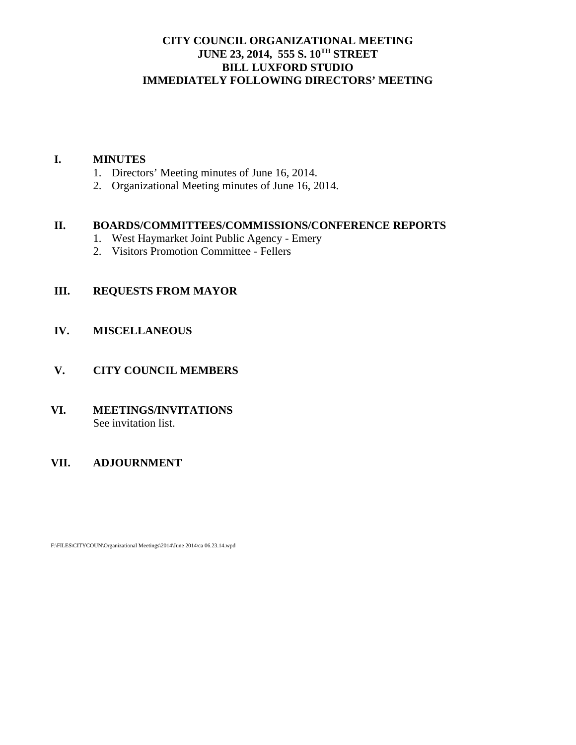# CITY COUNCIL ORGANIZATIONAL MEETING
## JUNE 23, 2014, 555 S. 10TH STREET
## BILL LUXFORD STUDIO
## IMMEDIATELY FOLLOWING DIRECTORS' MEETING

**I. MINUTES**

1. Directors' Meeting minutes of June 16, 2014.
2. Organizational Meeting minutes of June 16, 2014.

**II. BOARDS/COMMITTEES/COMMISSIONS/CONFERENCE REPORTS**

1. West Haymarket Joint Public Agency - Emery
2. Visitors Promotion Committee - Fellers

**III. REQUESTS FROM MAYOR**

**IV. MISCELLANEOUS**

**V. CITY COUNCIL MEMBERS**

**VI. MEETINGS/INVITATIONS**

See invitation list.

**VII. ADJOURNMENT**

F:\FILES\CITYCOUN\Organizational Meetings\2014\June 2014\ca 06.23.14.wpd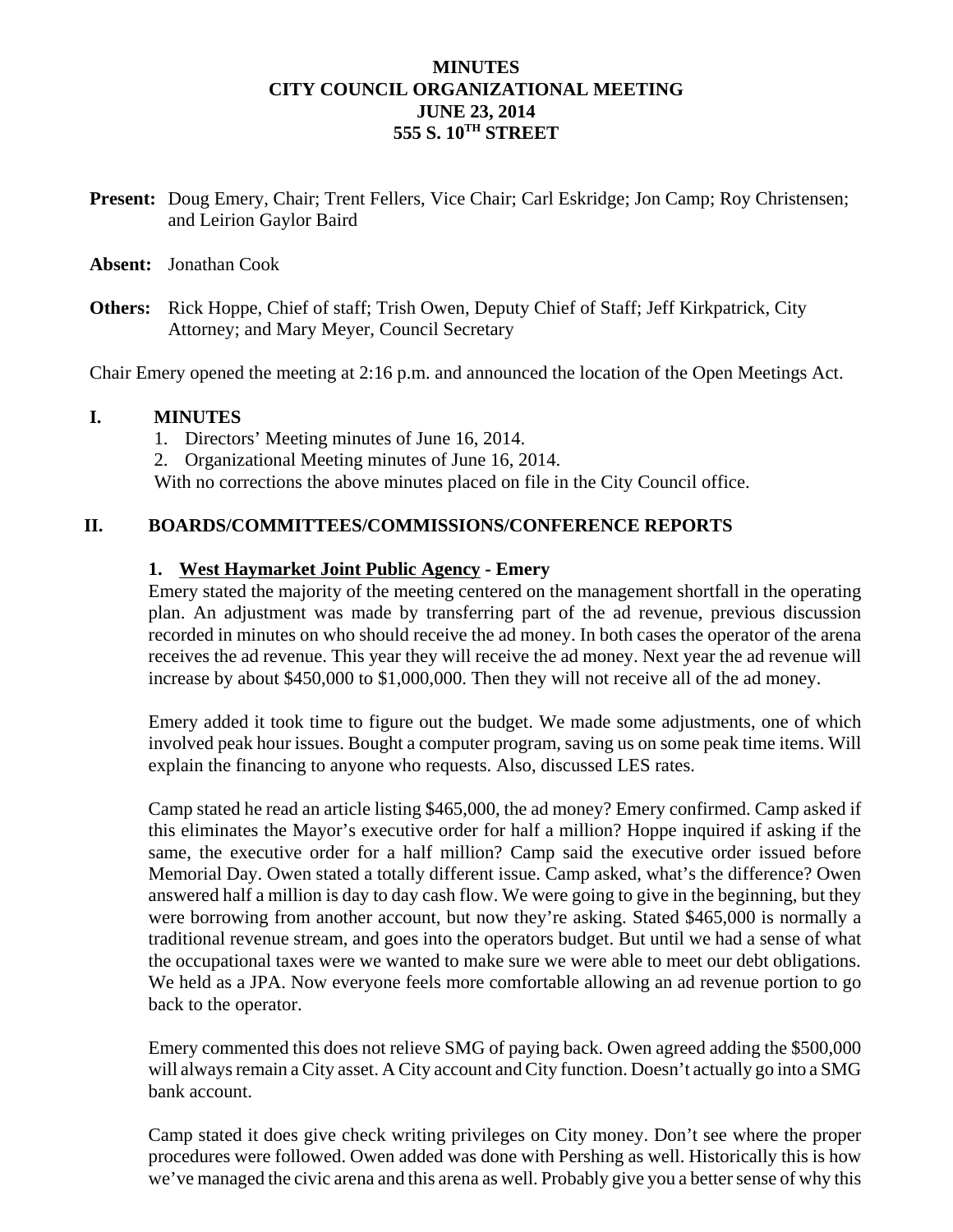# MINUTES
# CITY COUNCIL ORGANIZATIONAL MEETING
# JUNE 23, 2014
# 555 S. 10TH STREET

**Present:** Doug Emery, Chair; Trent Fellers, Vice Chair; Carl Eskridge; Jon Camp; Roy Christensen; and Leirion Gaylor Baird

**Absent:** Jonathan Cook

**Others:** Rick Hoppe, Chief of staff; Trish Owen, Deputy Chief of Staff; Jeff Kirkpatrick, City Attorney; and Mary Meyer, Council Secretary

Chair Emery opened the meeting at 2:16 p.m. and announced the location of the Open Meetings Act.

## I. MINUTES

1. Directors' Meeting minutes of June 16, 2014.
2. Organizational Meeting minutes of June 16, 2014.

With no corrections the above minutes placed on file in the City Council office.

## II. BOARDS/COMMITTEES/COMMISSIONS/CONFERENCE REPORTS

### 1. West Haymarket Joint Public Agency - Emery

Emery stated the majority of the meeting centered on the management shortfall in the operating plan. An adjustment was made by transferring part of the ad revenue, previous discussion recorded in minutes on who should receive the ad money. In both cases the operator of the arena receives the ad revenue. This year they will receive the ad money. Next year the ad revenue will increase by about $450,000 to $1,000,000. Then they will not receive all of the ad money.

Emery added it took time to figure out the budget. We made some adjustments, one of which involved peak hour issues. Bought a computer program, saving us on some peak time items. Will explain the financing to anyone who requests. Also, discussed LES rates.

Camp stated he read an article listing $465,000, the ad money? Emery confirmed. Camp asked if this eliminates the Mayor's executive order for half a million? Hoppe inquired if asking if the same, the executive order for a half million? Camp said the executive order issued before Memorial Day. Owen stated a totally different issue. Camp asked, what's the difference? Owen answered half a million is day to day cash flow. We were going to give in the beginning, but they were borrowing from another account, but now they're asking. Stated $465,000 is normally a traditional revenue stream, and goes into the operators budget. But until we had a sense of what the occupational taxes were we wanted to make sure we were able to meet our debt obligations. We held as a JPA. Now everyone feels more comfortable allowing an ad revenue portion to go back to the operator.

Emery commented this does not relieve SMG of paying back. Owen agreed adding the $500,000 will always remain a City asset. A City account and City function. Doesn't actually go into a SMG bank account.

Camp stated it does give check writing privileges on City money. Don't see where the proper procedures were followed. Owen added was done with Pershing as well. Historically this is how we've managed the civic arena and this arena as well. Probably give you a better sense of why this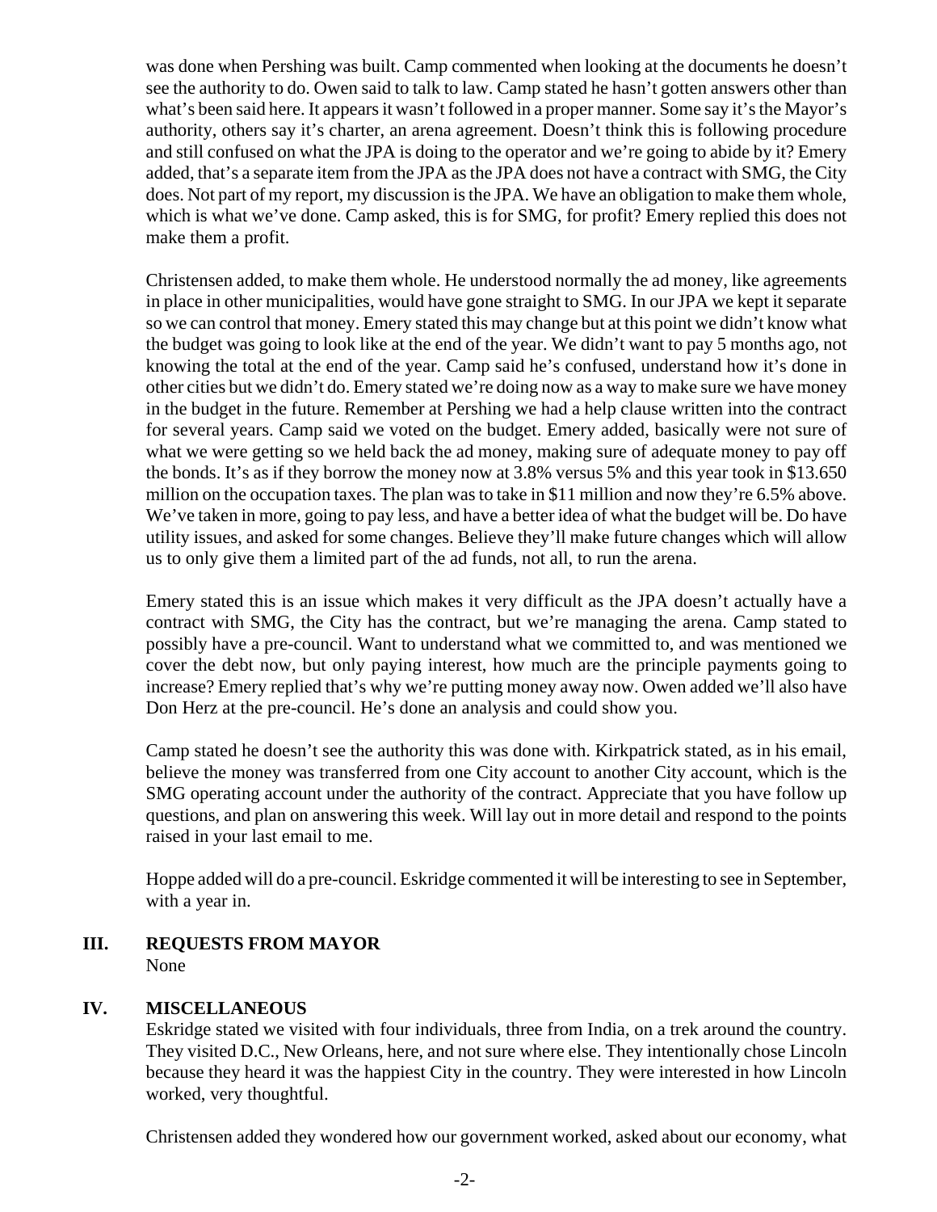was done when Pershing was built. Camp commented when looking at the documents he doesn't see the authority to do. Owen said to talk to law. Camp stated he hasn't gotten answers other than what's been said here. It appears it wasn't followed in a proper manner. Some say it's the Mayor's authority, others say it's charter, an arena agreement. Doesn't think this is following procedure and still confused on what the JPA is doing to the operator and we're going to abide by it? Emery added, that's a separate item from the JPA as the JPA does not have a contract with SMG, the City does. Not part of my report, my discussion is the JPA. We have an obligation to make them whole, which is what we've done. Camp asked, this is for SMG, for profit? Emery replied this does not make them a profit.

Christensen added, to make them whole. He understood normally the ad money, like agreements in place in other municipalities, would have gone straight to SMG. In our JPA we kept it separate so we can control that money. Emery stated this may change but at this point we didn't know what the budget was going to look like at the end of the year. We didn't want to pay 5 months ago, not knowing the total at the end of the year. Camp said he's confused, understand how it's done in other cities but we didn't do. Emery stated we're doing now as a way to make sure we have money in the budget in the future. Remember at Pershing we had a help clause written into the contract for several years. Camp said we voted on the budget. Emery added, basically were not sure of what we were getting so we held back the ad money, making sure of adequate money to pay off the bonds. It's as if they borrow the money now at 3.8% versus 5% and this year took in $13.650 million on the occupation taxes. The plan was to take in $11 million and now they're 6.5% above. We've taken in more, going to pay less, and have a better idea of what the budget will be. Do have utility issues, and asked for some changes. Believe they'll make future changes which will allow us to only give them a limited part of the ad funds, not all, to run the arena.

Emery stated this is an issue which makes it very difficult as the JPA doesn't actually have a contract with SMG, the City has the contract, but we're managing the arena. Camp stated to possibly have a pre-council. Want to understand what we committed to, and was mentioned we cover the debt now, but only paying interest, how much are the principle payments going to increase? Emery replied that's why we're putting money away now. Owen added we'll also have Don Herz at the pre-council. He's done an analysis and could show you.

Camp stated he doesn't see the authority this was done with. Kirkpatrick stated, as in his email, believe the money was transferred from one City account to another City account, which is the SMG operating account under the authority of the contract. Appreciate that you have follow up questions, and plan on answering this week. Will lay out in more detail and respond to the points raised in your last email to me.

Hoppe added will do a pre-council. Eskridge commented it will be interesting to see in September, with a year in.

## III. REQUESTS FROM MAYOR

None

## IV. MISCELLANEOUS

Eskridge stated we visited with four individuals, three from India, on a trek around the country. They visited D.C., New Orleans, here, and not sure where else. They intentionally chose Lincoln because they heard it was the happiest City in the country. They were interested in how Lincoln worked, very thoughtful.

Christensen added they wondered how our government worked, asked about our economy, what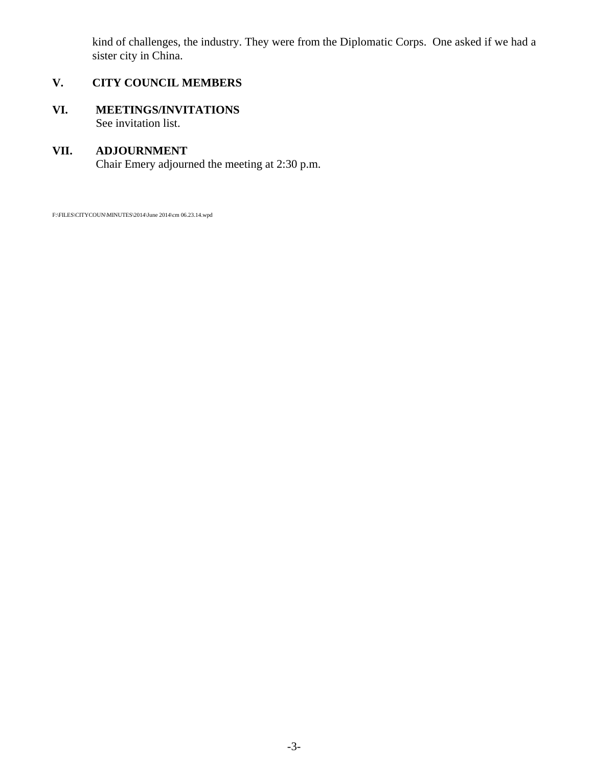kind of challenges, the industry. They were from the Diplomatic Corps. One asked if we had a sister city in China.

## V. CITY COUNCIL MEMBERS

## VI. MEETINGS/INVITATIONS

See invitation list.

## VII. ADJOURNMENT

Chair Emery adjourned the meeting at 2:30 p.m.

F:\FILES\CITYCOUN\MINUTES\2014\June 2014\cm 06.23.14.wpd